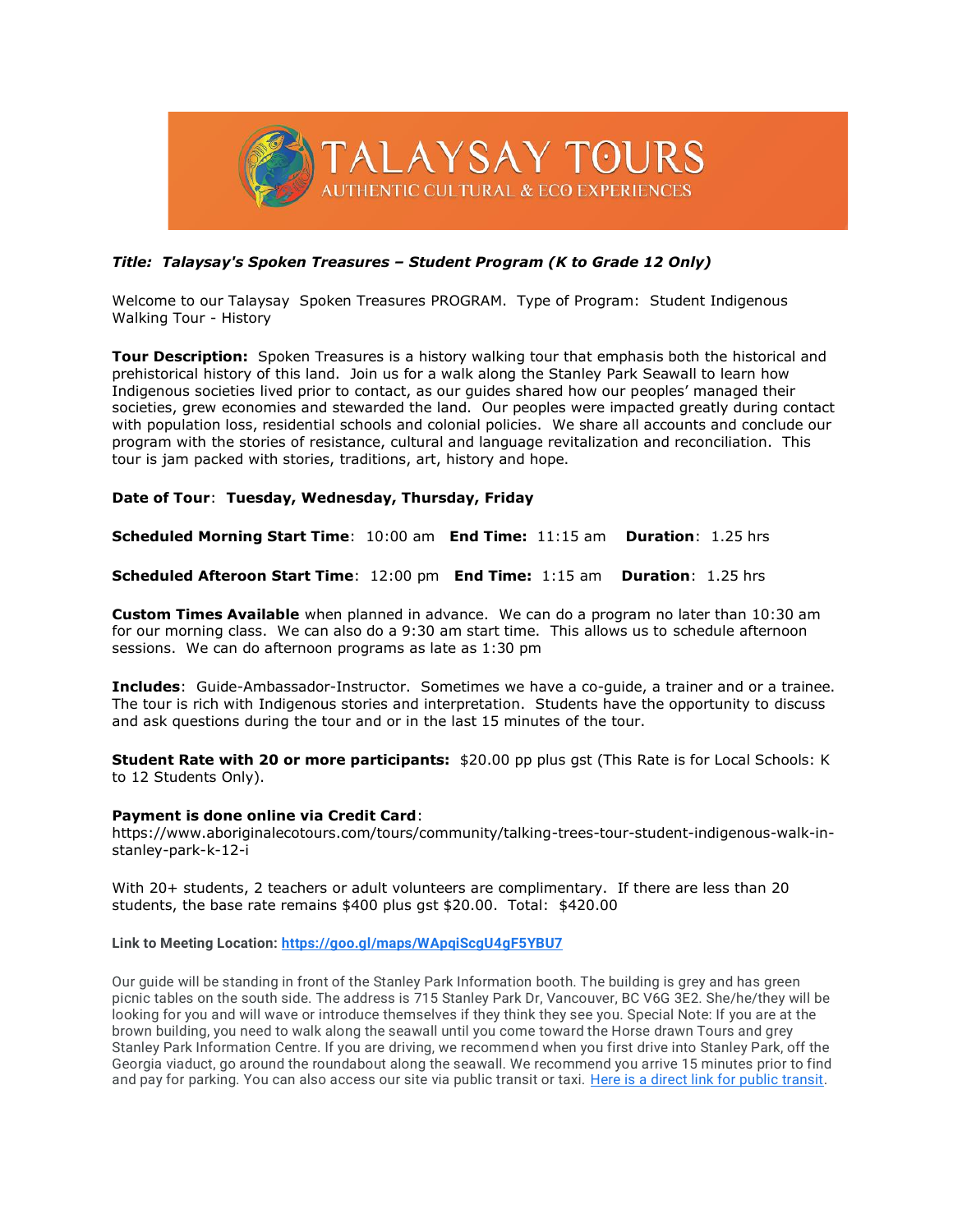# TALAYSAY TOURS
AUTHENTIC CULTURAL & ECO EXPERIENCES

***Title: Talaysay's Spoken Treasures – Student Program (K to Grade 12 Only)***

Welcome to our Talaysay Spoken Treasures PROGRAM. Type of Program: Student Indigenous Walking Tour - History

**Tour Description:** Spoken Treasures is a history walking tour that emphasis both the historical and prehistorical history of this land. Join us for a walk along the Stanley Park Seawall to learn how Indigenous societies lived prior to contact, as our guides shared how our peoples' managed their societies, grew economies and stewarded the land. Our peoples were impacted greatly during contact with population loss, residential schools and colonial policies. We share all accounts and conclude our program with the stories of resistance, cultural and language revitalization and reconciliation. This tour is jam packed with stories, traditions, art, history and hope.

**Date of Tour**: **Tuesday, Wednesday, Thursday, Friday**

**Scheduled Morning Start Time**: 10:00 am **End Time:** 11:15 am **Duration**: 1.25 hrs

**Scheduled Afteroon Start Time**: 12:00 pm **End Time:** 1:15 am **Duration**: 1.25 hrs

**Custom Times Available** when planned in advance. We can do a program no later than 10:30 am for our morning class. We can also do a 9:30 am start time. This allows us to schedule afternoon sessions. We can do afternoon programs as late as 1:30 pm

**Includes**: Guide-Ambassador-Instructor. Sometimes we have a co-guide, a trainer and or a trainee. The tour is rich with Indigenous stories and interpretation. Students have the opportunity to discuss and ask questions during the tour and or in the last 15 minutes of the tour.

**Student Rate with 20 or more participants:** $20.00 pp plus gst (This Rate is for Local Schools: K to 12 Students Only).

**Payment is done online via Credit Card**:
https://www.aboriginalecotours.com/tours/community/talking-trees-tour-student-indigenous-walk-in-stanley-park-k-12-i

With 20+ students, 2 teachers or adult volunteers are complimentary. If there are less than 20 students, the base rate remains $400 plus gst $20.00. Total: $420.00

**Link to Meeting Location: [https://goo.gl/maps/WApqiScgU4gF5YBU7](https://goo.gl/maps/WApqiScgU4gF5YBU7)**

Our guide will be standing in front of the Stanley Park Information booth. The building is grey and has green picnic tables on the south side. The address is 715 Stanley Park Dr, Vancouver, BC V6G 3E2. She/he/they will be looking for you and will wave or introduce themselves if they think they see you. Special Note: If you are at the brown building, you need to walk along the seawall until you come toward the Horse drawn Tours and grey Stanley Park Information Centre. If you are driving, we recommend when you first drive into Stanley Park, off the Georgia viaduct, go around the roundabout along the seawall. We recommend you arrive 15 minutes prior to find and pay for parking. You can also access our site via public transit or taxi. Here is a direct link for public transit.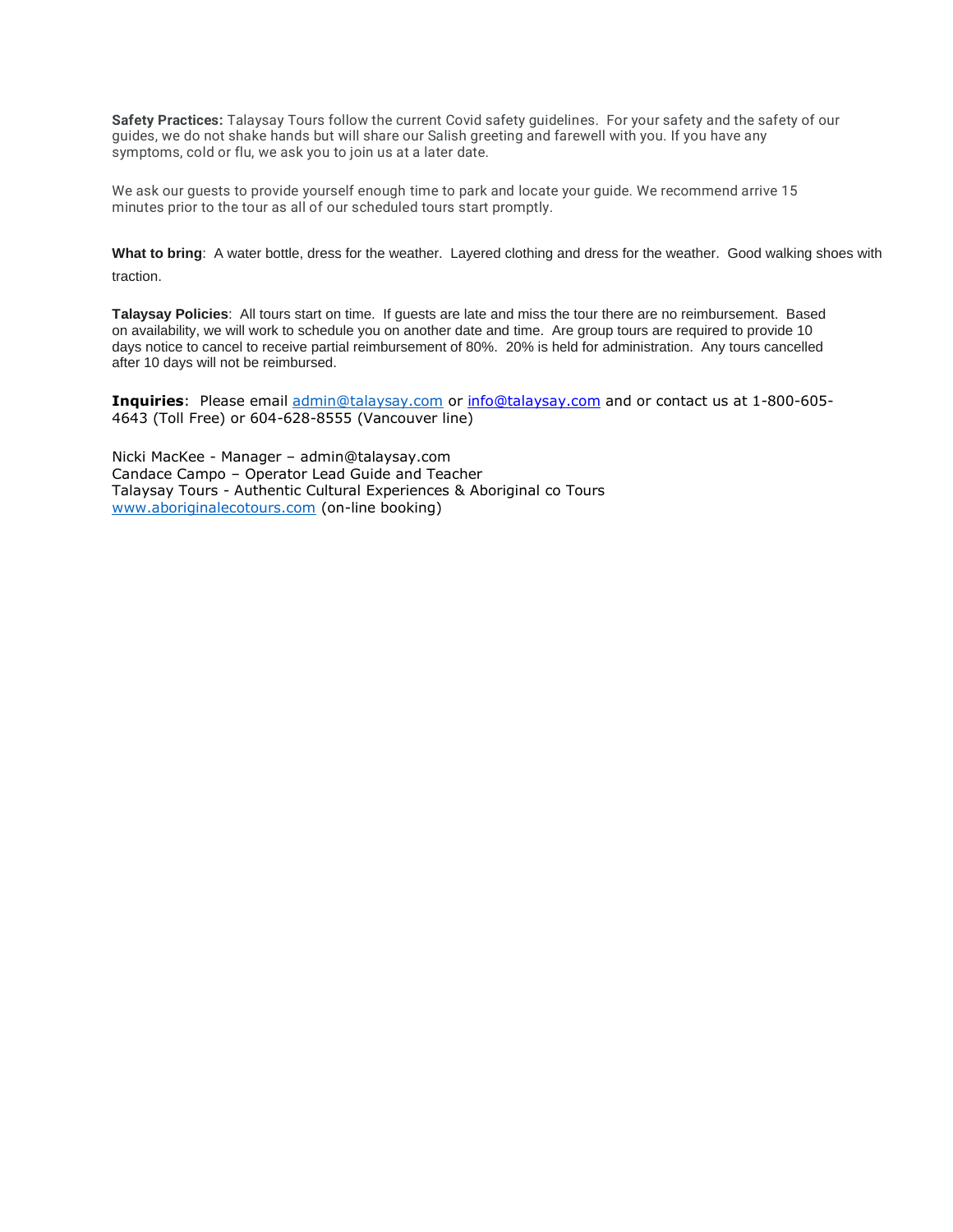**Safety Practices:** Talaysay Tours follow the current Covid safety guidelines. For your safety and the safety of our guides, we do not shake hands but will share our Salish greeting and farewell with you. If you have any symptoms, cold or flu, we ask you to join us at a later date.

We ask our guests to provide yourself enough time to park and locate your guide. We recommend arrive 15 minutes prior to the tour as all of our scheduled tours start promptly.

**What to bring**: A water bottle, dress for the weather. Layered clothing and dress for the weather. Good walking shoes with traction.

**Talaysay Policies**: All tours start on time. If guests are late and miss the tour there are no reimbursement. Based on availability, we will work to schedule you on another date and time. Are group tours are required to provide 10 days notice to cancel to receive partial reimbursement of 80%. 20% is held for administration. Any tours cancelled after 10 days will not be reimbursed.

**Inquiries**: Please email admin@talaysay.com or info@talaysay.com and or contact us at 1-800-605-4643 (Toll Free) or 604-628-8555 (Vancouver line)

Nicki MacKee - Manager – admin@talaysay.com
Candace Campo – Operator Lead Guide and Teacher
Talaysay Tours - Authentic Cultural Experiences & Aboriginal co Tours
www.aboriginalecotours.com (on-line booking)